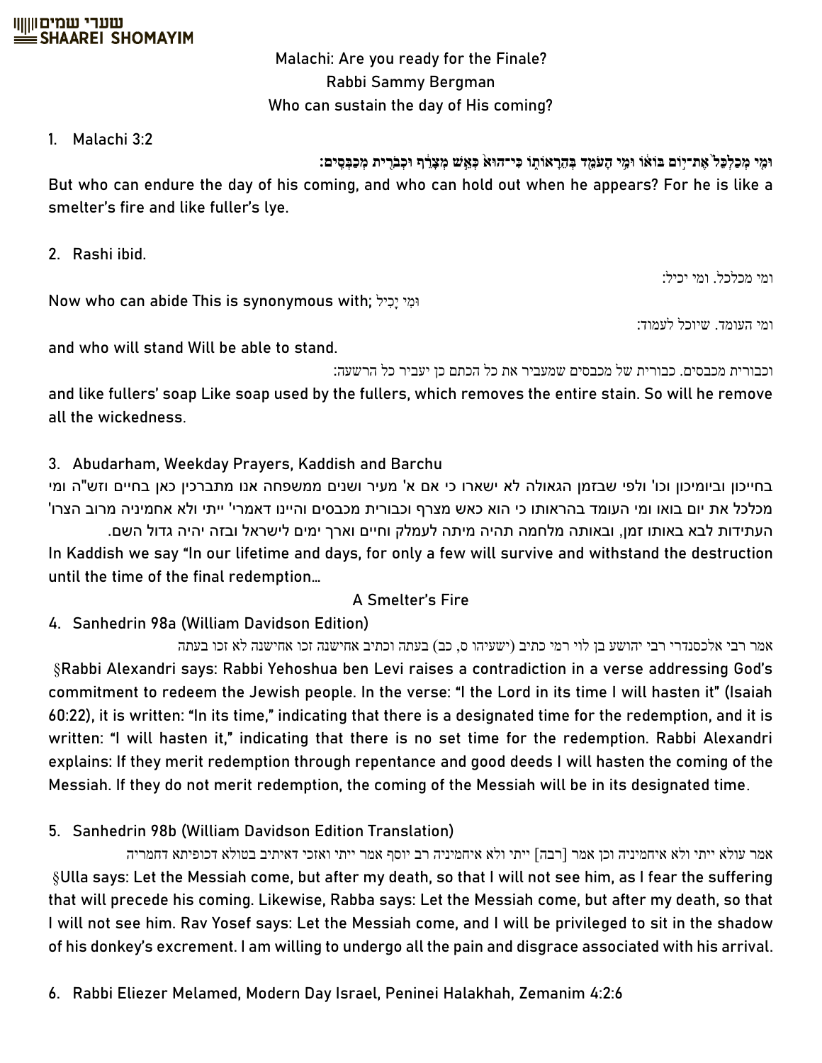שערי שמים
SHAAREI SHOMAYIM

# Malachi: Are you ready for the Finale?

## Rabbi Sammy Bergman

## Who can sustain the day of His coming?

1. Malachi 3:2

וּמִ֤י מְכַלְכֵּל֙ אֶת־י֣וֹם בּוֹא֔וֹ וּמִ֥י הָעֹמֵ֖ד בְּהֵרָאוֹת֑וֹ כִּֽי־הוּא֙ כְּאֵ֣שׁ מְצָרֵ֔ף וּכְבֹרִ֖ית מְכַבְּסִֽים׃

But who can endure the day of his coming, and who can hold out when he appears? For he is like a smelter's fire and like fuller's lye.

2. Rashi ibid.

ומי מכלכל. ומי יכיל:

Now who can abide This is synonymous with; וּמִי יָכִיל

ומי העומד. שיוכל לעמוד:

and who will stand Will be able to stand.

וכבורית מכבסים. כבורית של מכבסים שמעביר את כל הכתם כן יעביר כל הרשעה:

and like fullers' soap Like soap used by the fullers, which removes the entire stain. So will he remove all the wickedness.

3. Abudarham, Weekday Prayers, Kaddish and Barchu

בחייכון וביומיכון וכו' ולפי שבזמן הגאולה לא ישארו כי אם א' מעיר ושנים ממשפחה אנו מתברכין כאן בחיים וזש"ה ומי מכלכל את יום בואו ומי העומד בהראותו כי הוא כאש מצרף וכבורית מכבסים והיינו דאמרי' ייתי ולא אחמיניה מרוב הצרו' העתידות לבא באותו זמן, ובאותה מלחמה תהיה מיתה לעמלק וחיים וארך ימים לישראל ובזה יהיה גדול השם.

In Kaddish we say "In our lifetime and days, for only a few will survive and withstand the destruction until the time of the final redemption...

## A Smelter's Fire

4. Sanhedrin 98a (William Davidson Edition)

אמר רבי אלכסנדרי רבי יהושע בן לוי רמי כתיב (ישעיהו ס, כב) בעתה וכתיב אחישנה זכו אחישנה לא זכו בעתה

§Rabbi Alexandri says: Rabbi Yehoshua ben Levi raises a contradiction in a verse addressing God's commitment to redeem the Jewish people. In the verse: "I the Lord in its time I will hasten it" (Isaiah 60:22), it is written: "In its time," indicating that there is a designated time for the redemption, and it is written: "I will hasten it," indicating that there is no set time for the redemption. Rabbi Alexandri explains: If they merit redemption through repentance and good deeds I will hasten the coming of the Messiah. If they do not merit redemption, the coming of the Messiah will be in its designated time.

5. Sanhedrin 98b (William Davidson Edition Translation)

אמר עולא ייתי ולא איחמיניה וכן אמר [רבה] ייתי ולא איחמיניה רב יוסף אמר ייתי ואזכי דאיתיב בטולא דכופיתא דחמריה

§Ulla says: Let the Messiah come, but after my death, so that I will not see him, as I fear the suffering that will precede his coming. Likewise, Rabba says: Let the Messiah come, but after my death, so that I will not see him. Rav Yosef says: Let the Messiah come, and I will be privileged to sit in the shadow of his donkey's excrement. I am willing to undergo all the pain and disgrace associated with his arrival.

6. Rabbi Eliezer Melamed, Modern Day Israel, Peninei Halakhah, Zemanim 4:2:6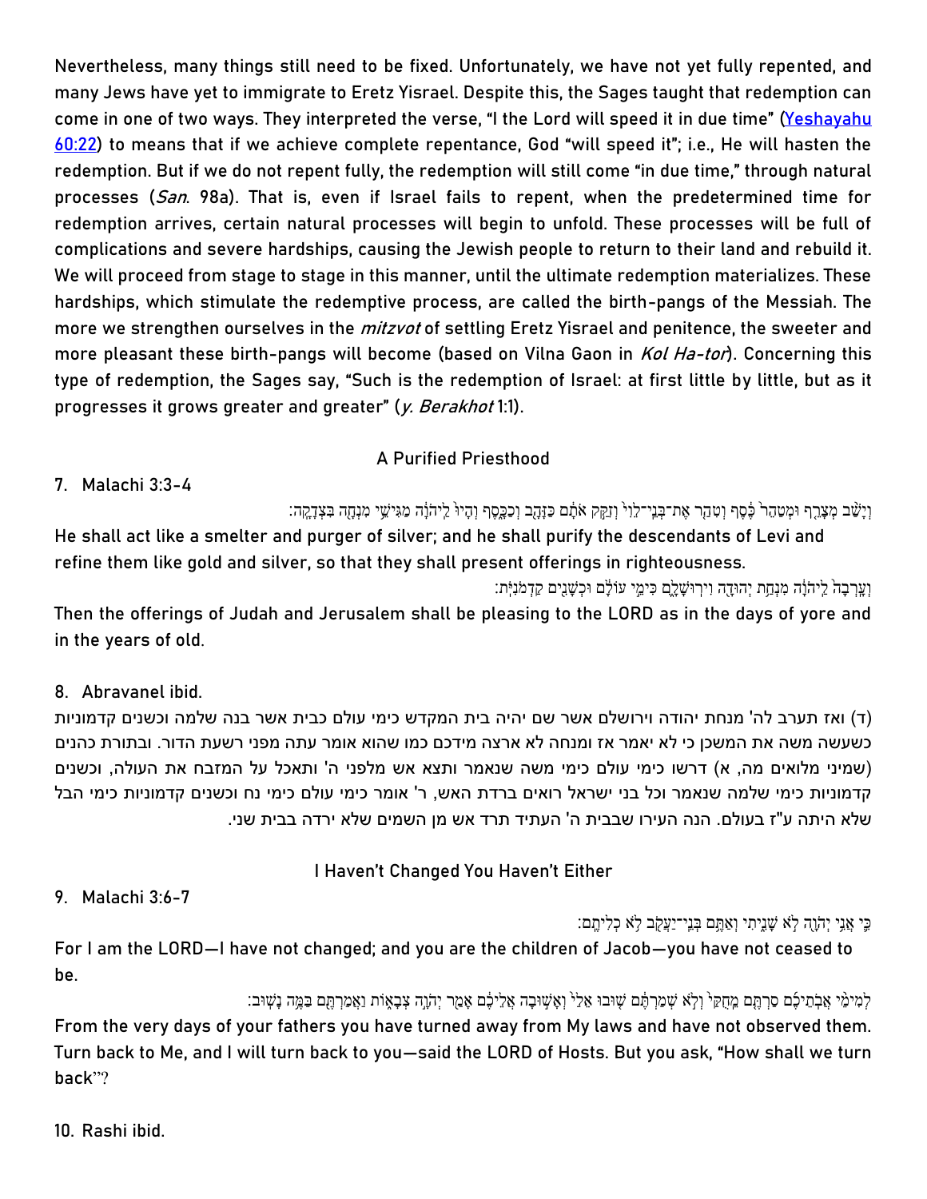Nevertheless, many things still need to be fixed. Unfortunately, we have not yet fully repented, and many Jews have yet to immigrate to Eretz Yisrael. Despite this, the Sages taught that redemption can come in one of two ways. They interpreted the verse, "I the Lord will speed it in due time" (Yeshayahu 60:22) to means that if we achieve complete repentance, God "will speed it"; i.e., He will hasten the redemption. But if we do not repent fully, the redemption will still come "in due time," through natural processes (*San.* 98a). That is, even if Israel fails to repent, when the predetermined time for redemption arrives, certain natural processes will begin to unfold. These processes will be full of complications and severe hardships, causing the Jewish people to return to their land and rebuild it. We will proceed from stage to stage in this manner, until the ultimate redemption materializes. These hardships, which stimulate the redemptive process, are called the birth-pangs of the Messiah. The more we strengthen ourselves in the *mitzvot* of settling Eretz Yisrael and penitence, the sweeter and more pleasant these birth-pangs will become (based on Vilna Gaon in *Kol Ha-tor*). Concerning this type of redemption, the Sages say, "Such is the redemption of Israel: at first little by little, but as it progresses it grows greater and greater" (*y. Berakhot* 1:1).

## A Purified Priesthood

7. Malachi 3:3-4

וְיָשַׁ֨ב מְצָרֵ֤ף וּמְטַהֵר֙ כֶּ֔סֶף וְטִהַ֤ר אֶת־בְּנֵי־לֵוִי֙ וְזִקַּ֣ק אֹתָ֔ם כַּזָּהָ֖ב וְכַכָּ֑סֶף וְהָיוּ֙ לַֽיהוָ֔ה מַגִּישֵׁ֥י מִנְחָ֖ה בִּצְדָקָֽה׃

He shall act like a smelter and purger of silver; and he shall purify the descendants of Levi and refine them like gold and silver, so that they shall present offerings in righteousness.

וְעָֽרְבָה֙ לַֽיהוָ֔ה מִנְחַ֥ת יְהוּדָ֖ה וִירוּשָׁלָ֑͏ִם כִּימֵ֣י עוֹלָ֔ם וּכְשָׁנִ֖ים קַדְמֹנִיֹּֽת׃

Then the offerings of Judah and Jerusalem shall be pleasing to the LORD as in the days of yore and in the years of old.

8. Abravanel ibid.

(ד) ואז תערב לה' מנחת יהודה וירושלם אשר שם יהיה בית המקדש כימי עולם כבית אשר בנה שלמה וכשנים קדמוניות כשעשה משה את המשכן כי לא יאמר אז ומנחה לא ארצה מידכם כמו שהוא אומר עתה מפני רשעת הדור. ובתורת כהנים (שמיני מלואים מה, א) דרשו כימי עולם כימי משה שנאמר ותצא אש מלפני ה' ותאכל על המזבח את העולה, וכשנים קדמוניות כימי שלמה שנאמר וכל בני ישראל רואים ברדת האש, ר' אומר כימי עולם כימי נח וכשנים קדמוניות כימי הבל שלא היתה ע"ז בעולם. הנה העירו שבבית ה' העתיד תרד אש מן השמים שלא ירדה בבית שני.

## I Haven't Changed You Haven't Either

9. Malachi 3:6-7

כִּ֛י אֲנִ֥י יְהוָ֖ה לֹ֣א שָׁנִ֑יתִי וְאַתֶּ֥ם בְּנֵֽי־יַעֲקֹ֖ב לֹ֥א כְלִיתֶֽם׃

For I am the LORD—I have not changed; and you are the children of Jacob—you have not ceased to be.

לְמִימֵ֨י אֲבֹתֵיכֶ֜ם סַרְתֶּ֤ם מֵֽחֻקַּי֙ וְלֹ֣א שְׁמַרְתֶּ֔ם שׁ֤וּבוּ אֵלַי֙ וְאָשׁ֣וּבָה אֲלֵיכֶ֔ם אָמַ֖ר יְהוָ֣ה צְבָא֑וֹת וַאֲמַרְתֶּ֖ם בַּמֶּ֥ה נָשֽׁוּב׃

From the very days of your fathers you have turned away from My laws and have not observed them. Turn back to Me, and I will turn back to you—said the LORD of Hosts. But you ask, "How shall we turn back"?

10. Rashi ibid.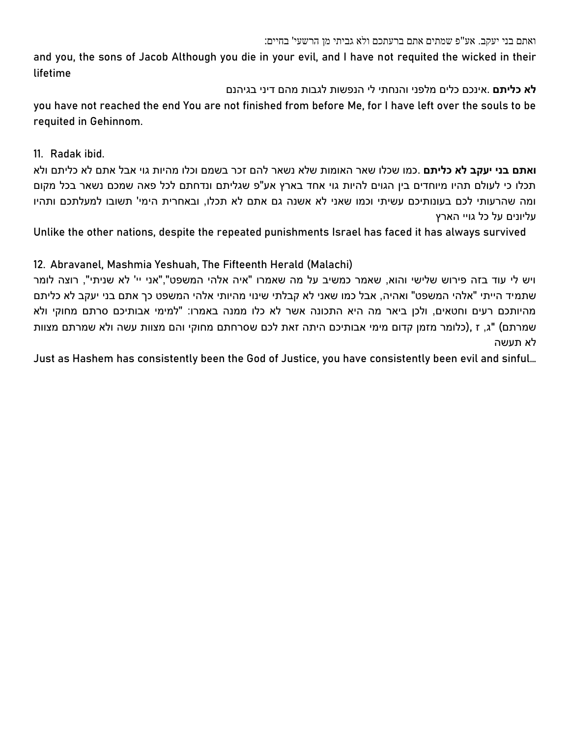ואתם בני יעקב. אע"פ שמתים אתם ברעתכם ולא גביתי מן הרשעי' בחיים:

and you, the sons of Jacob Although you die in your evil, and I have not requited the wicked in their lifetime

**לא כליתם** .אינכם כלים מלפני והנחתי לי הנפשות לגבות מהם דיני בגיהנם

you have not reached the end You are not finished from before Me, for I have left over the souls to be requited in Gehinnom.

11. Radak ibid.

**ואתם בני יעקב לא כליתם** .כמו שכלו שאר האומות שלא נשאר להם זכר בשמם וכלו מהיות גוי אבל אתם לא כליתם ולא תכלו כי לעולם תהיו מיוחדים בין הגוים להיות גוי אחד בארץ אע"פ שגליתם ונדחתם לכל פאה שמכם נשאר בכל מקום ומה שהרעותי לכם בעונותיכם עשיתי וכמו שאני לא אשנה גם אתם לא תכלו, ובאחרית הימי' תשובו למעלתכם ותהיו עליונים על כל גויי הארץ

Unlike the other nations, despite the repeated punishments Israel has faced it has always survived

12. Abravanel, Mashmia Yeshuah, The Fifteenth Herald (Malachi)

ויש לי עוד בזה פירוש שלישי והוא, שאמר כמשיב על מה שאמרו "איה אלהי המשפט","אני יי' לא שניתי", רוצה לומר שתמיד הייתי "אלהי המשפט" ואהיה, אבל כמו שאני לא קבלתי שינוי מהיותי אלהי המשפט כך אתם בני יעקב לא כליתם מהיותכם רעים וחטאים, ולכן ביאר מה היא התכונה אשר לא כלו ממנה באמרו: "למימי אבותיכם סרתם מחוקי ולא שמרתם) "ג, ז ,(כלומר מזמן קדום מימי אבותיכם היתה זאת לכם שסרחתם מחוקי והם מצוות עשה ולא שמרתם מצוות לא תעשה

Just as Hashem has consistently been the God of Justice, you have consistently been evil and sinful...